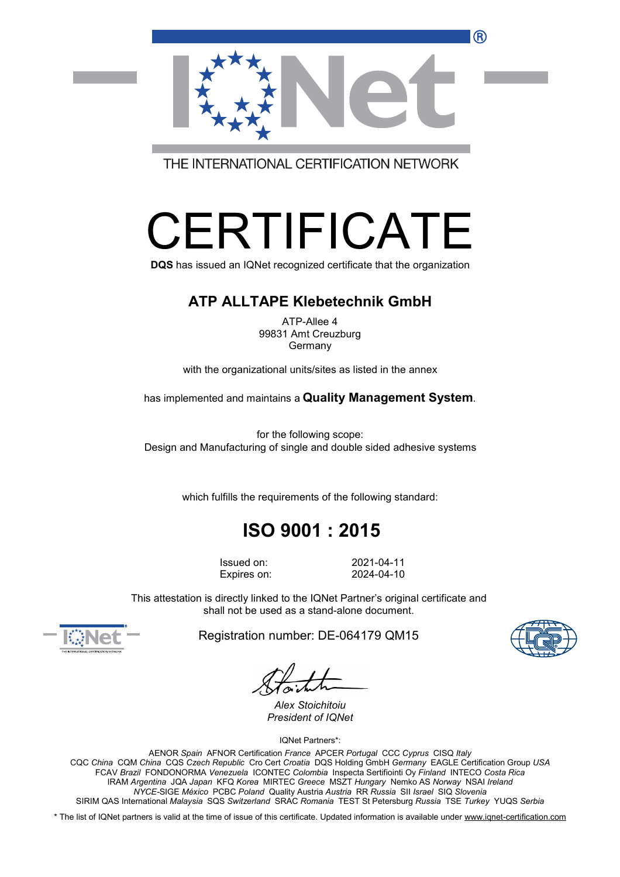THE INTERNATIONAL CERTIFICATION NETWORK

# CERTIFICATE

**DQS** has issued an IQNet recognized certificate that the organization

## ATP ALLTAPE Klebetechnik GmbH

ATP-Allee 4
99831 Amt Creuzburg
Germany

with the organizational units/sites as listed in the annex

has implemented and maintains a **Quality Management System**.

for the following scope:
Design and Manufacturing of single and double sided adhesive systems

which fulfills the requirements of the following standard:

## ISO 9001 : 2015

Issued on: 2021-04-11
Expires on: 2024-04-10

This attestation is directly linked to the IQNet Partner's original certificate and shall not be used as a stand-alone document.

Registration number: DE-064179 QM15

*Alex Stoichitoiu*
*President of IQNet*

IQNet Partners*:

AENOR *Spain* AFNOR Certification *France* APCER *Portugal* CCC *Cyprus* CISQ *Italy* CQC *China* CQM *China* CQS *Czech Republic* Cro Cert *Croatia* DQS Holding GmbH *Germany* EAGLE Certification Group *USA* FCAV *Brazil* FONDONORMA *Venezuela* ICONTEC *Colombia* Inspecta Sertifiointi Oy *Finland* INTECO *Costa Rica* IRAM *Argentina* JQA *Japan* KFQ *Korea* MIRTEC *Greece* MSZT *Hungary* Nemko AS *Norway* NSAI *Ireland* *NYCE*-SIGE *México* PCBC *Poland* Quality Austria *Austria* RR *Russia* SII *Israel* SIQ *Slovenia* SIRIM QAS International *Malaysia* SQS *Switzerland* SRAC *Romania* TEST St Petersburg *Russia* TSE *Turkey* YUQS *Serbia*

* The list of IQNet partners is valid at the time of issue of this certificate. Updated information is available under www.iqnet-certification.com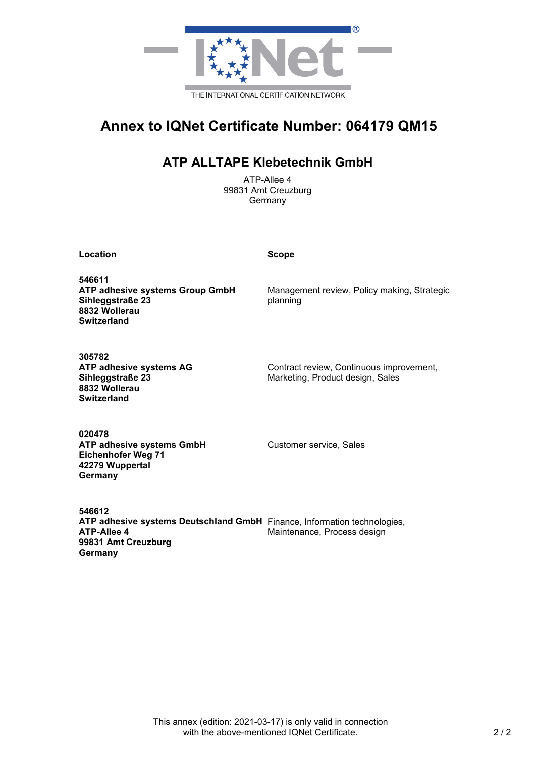THE INTERNATIONAL CERTIFICATION NETWORK

# Annex to IQNet Certificate Number: 064179 QM15

## ATP ALLTAPE Klebetechnik GmbH

ATP-Allee 4
99831 Amt Creuzburg
Germany

| Location | Scope |
|---|---|
| **546611**<br>**ATP adhesive systems Group GmbH**<br>**Sihleggstraße 23**<br>**8832 Wollerau**<br>**Switzerland** | Management review, Policy making, Strategic planning |
| **305782**<br>**ATP adhesive systems AG**<br>**Sihleggstraße 23**<br>**8832 Wollerau**<br>**Switzerland** | Contract review, Continuous improvement, Marketing, Product design, Sales |
| **020478**<br>**ATP adhesive systems GmbH**<br>**Eichenhofer Weg 71**<br>**42279 Wuppertal**<br>**Germany** | Customer service, Sales |
| **546612**<br>**ATP adhesive systems Deutschland GmbH**<br>**ATP-Allee 4**<br>**99831 Amt Creuzburg**<br>**Germany** | Finance, Information technologies, Maintenance, Process design |

This annex (edition: 2021-03-17) is only valid in connection with the above-mentioned IQNet Certificate.